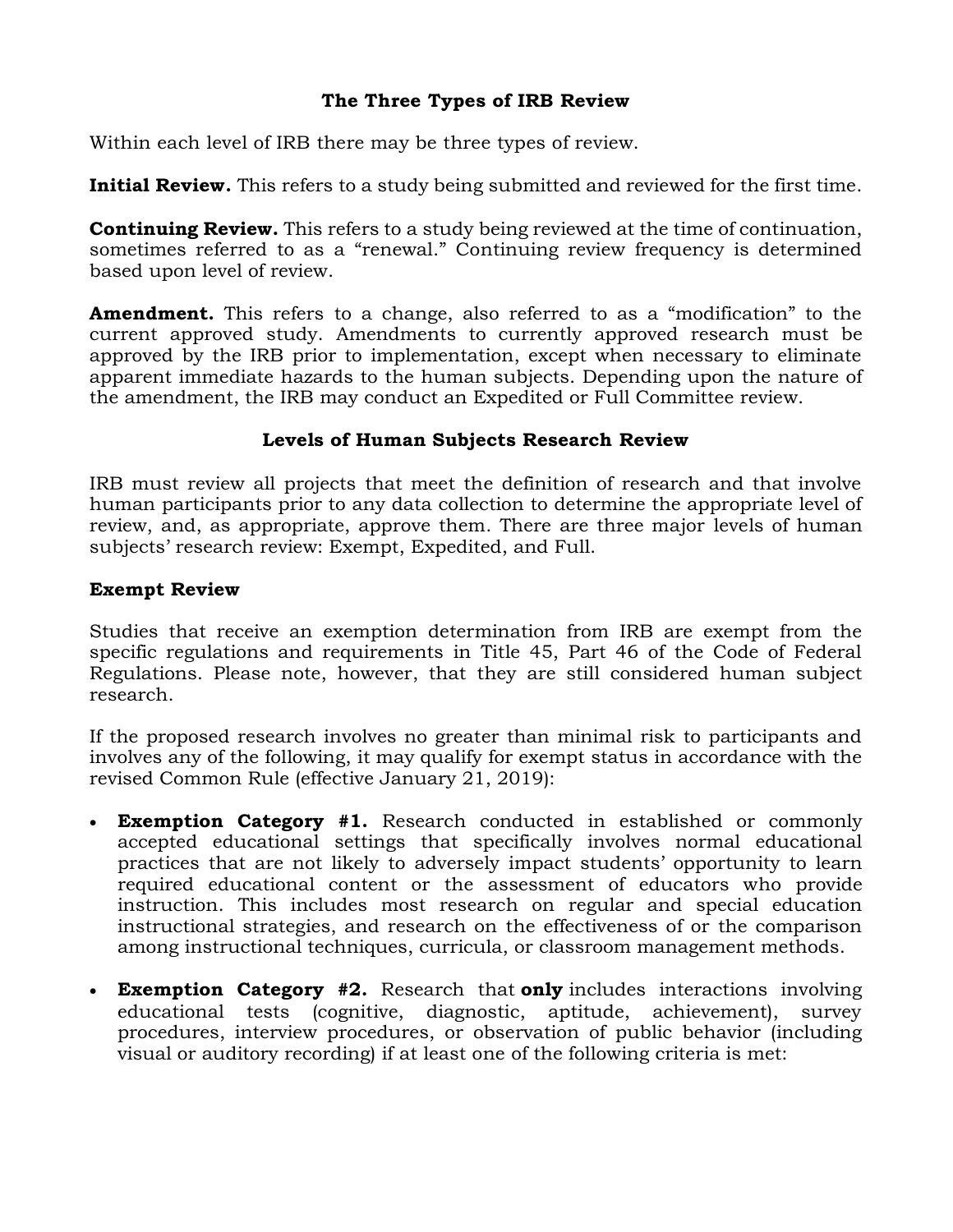## The Three Types of IRB Review

Within each level of IRB there may be three types of review.

**Initial Review.** This refers to a study being submitted and reviewed for the first time.

**Continuing Review.** This refers to a study being reviewed at the time of continuation, sometimes referred to as a "renewal." Continuing review frequency is determined based upon level of review.

**Amendment.** This refers to a change, also referred to as a "modification" to the current approved study. Amendments to currently approved research must be approved by the IRB prior to implementation, except when necessary to eliminate apparent immediate hazards to the human subjects. Depending upon the nature of the amendment, the IRB may conduct an Expedited or Full Committee review.

## Levels of Human Subjects Research Review

IRB must review all projects that meet the definition of research and that involve human participants prior to any data collection to determine the appropriate level of review, and, as appropriate, approve them. There are three major levels of human subjects' research review: Exempt, Expedited, and Full.

### Exempt Review

Studies that receive an exemption determination from IRB are exempt from the specific regulations and requirements in Title 45, Part 46 of the Code of Federal Regulations. Please note, however, that they are still considered human subject research.

If the proposed research involves no greater than minimal risk to participants and involves any of the following, it may qualify for exempt status in accordance with the revised Common Rule (effective January 21, 2019):

- **Exemption Category #1.** Research conducted in established or commonly accepted educational settings that specifically involves normal educational practices that are not likely to adversely impact students' opportunity to learn required educational content or the assessment of educators who provide instruction. This includes most research on regular and special education instructional strategies, and research on the effectiveness of or the comparison among instructional techniques, curricula, or classroom management methods.
- **Exemption Category #2.** Research that **only** includes interactions involving educational tests (cognitive, diagnostic, aptitude, achievement), survey procedures, interview procedures, or observation of public behavior (including visual or auditory recording) if at least one of the following criteria is met: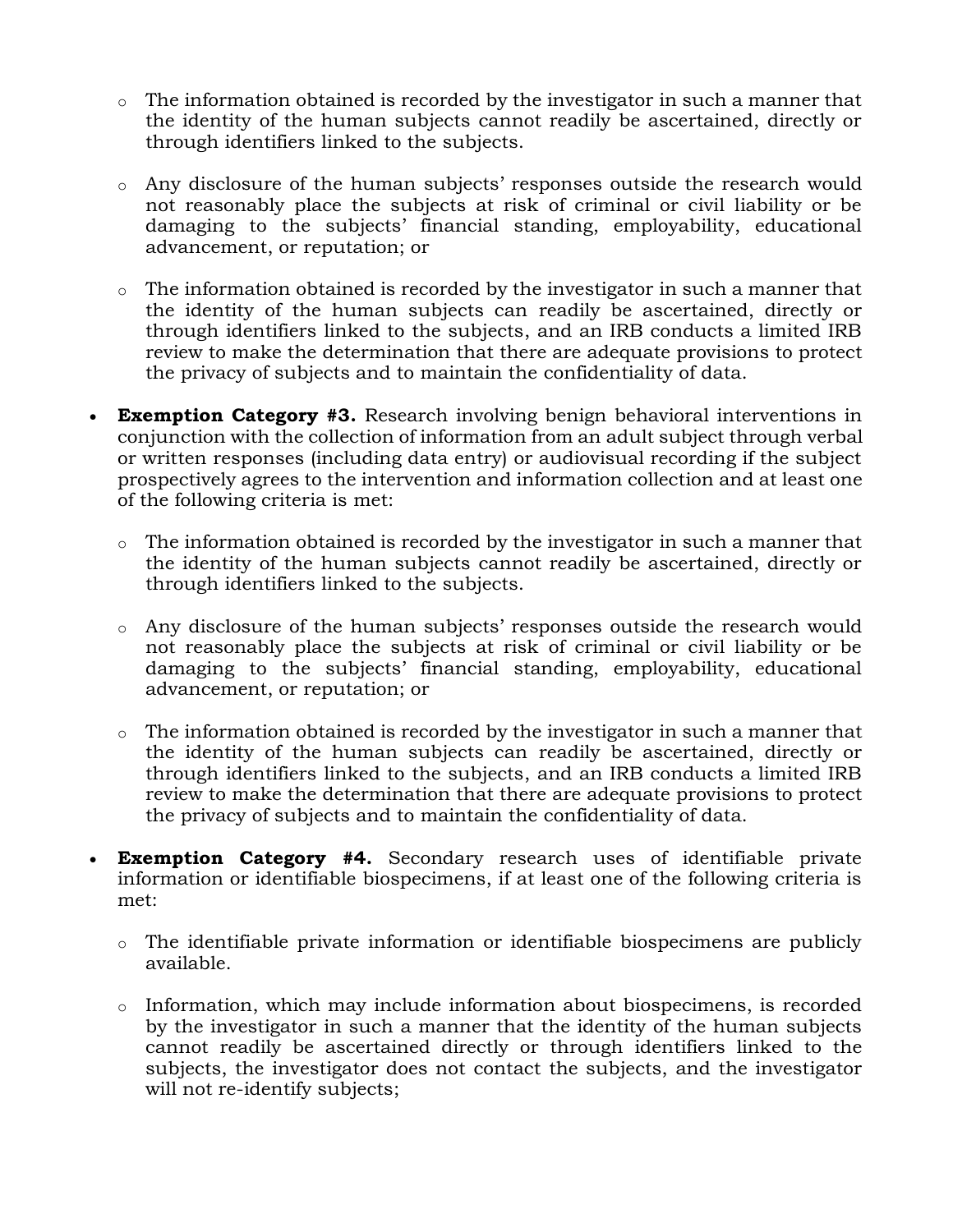- The information obtained is recorded by the investigator in such a manner that the identity of the human subjects cannot readily be ascertained, directly or through identifiers linked to the subjects.

  - Any disclosure of the human subjects' responses outside the research would not reasonably place the subjects at risk of criminal or civil liability or be damaging to the subjects' financial standing, employability, educational advancement, or reputation; or

  - The information obtained is recorded by the investigator in such a manner that the identity of the human subjects can readily be ascertained, directly or through identifiers linked to the subjects, and an IRB conducts a limited IRB review to make the determination that there are adequate provisions to protect the privacy of subjects and to maintain the confidentiality of data.

- **Exemption Category #3.** Research involving benign behavioral interventions in conjunction with the collection of information from an adult subject through verbal or written responses (including data entry) or audiovisual recording if the subject prospectively agrees to the intervention and information collection and at least one of the following criteria is met:

  - The information obtained is recorded by the investigator in such a manner that the identity of the human subjects cannot readily be ascertained, directly or through identifiers linked to the subjects.

  - Any disclosure of the human subjects' responses outside the research would not reasonably place the subjects at risk of criminal or civil liability or be damaging to the subjects' financial standing, employability, educational advancement, or reputation; or

  - The information obtained is recorded by the investigator in such a manner that the identity of the human subjects can readily be ascertained, directly or through identifiers linked to the subjects, and an IRB conducts a limited IRB review to make the determination that there are adequate provisions to protect the privacy of subjects and to maintain the confidentiality of data.

- **Exemption Category #4.** Secondary research uses of identifiable private information or identifiable biospecimens, if at least one of the following criteria is met:

  - The identifiable private information or identifiable biospecimens are publicly available.

  - Information, which may include information about biospecimens, is recorded by the investigator in such a manner that the identity of the human subjects cannot readily be ascertained directly or through identifiers linked to the subjects, the investigator does not contact the subjects, and the investigator will not re-identify subjects;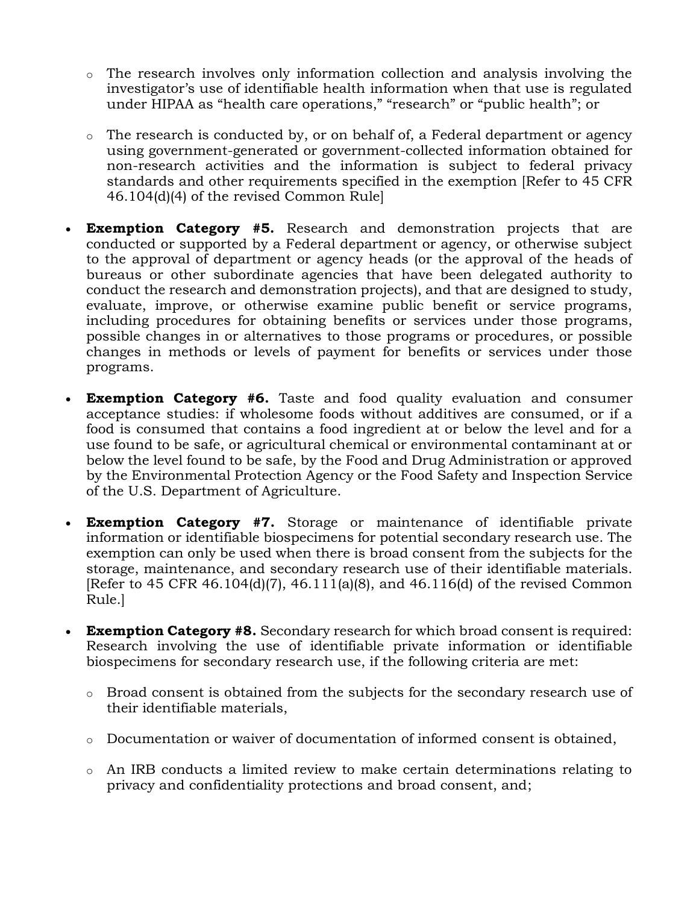- The research involves only information collection and analysis involving the investigator's use of identifiable health information when that use is regulated under HIPAA as "health care operations," "research" or "public health"; or

  - The research is conducted by, or on behalf of, a Federal department or agency using government-generated or government-collected information obtained for non-research activities and the information is subject to federal privacy standards and other requirements specified in the exemption [Refer to 45 CFR 46.104(d)(4) of the revised Common Rule]

- **Exemption Category #5.** Research and demonstration projects that are conducted or supported by a Federal department or agency, or otherwise subject to the approval of department or agency heads (or the approval of the heads of bureaus or other subordinate agencies that have been delegated authority to conduct the research and demonstration projects), and that are designed to study, evaluate, improve, or otherwise examine public benefit or service programs, including procedures for obtaining benefits or services under those programs, possible changes in or alternatives to those programs or procedures, or possible changes in methods or levels of payment for benefits or services under those programs.

- **Exemption Category #6.** Taste and food quality evaluation and consumer acceptance studies: if wholesome foods without additives are consumed, or if a food is consumed that contains a food ingredient at or below the level and for a use found to be safe, or agricultural chemical or environmental contaminant at or below the level found to be safe, by the Food and Drug Administration or approved by the Environmental Protection Agency or the Food Safety and Inspection Service of the U.S. Department of Agriculture.

- **Exemption Category #7.** Storage or maintenance of identifiable private information or identifiable biospecimens for potential secondary research use. The exemption can only be used when there is broad consent from the subjects for the storage, maintenance, and secondary research use of their identifiable materials. [Refer to 45 CFR 46.104(d)(7), 46.111(a)(8), and 46.116(d) of the revised Common Rule.]

- **Exemption Category #8.** Secondary research for which broad consent is required: Research involving the use of identifiable private information or identifiable biospecimens for secondary research use, if the following criteria are met:

  - Broad consent is obtained from the subjects for the secondary research use of their identifiable materials,

  - Documentation or waiver of documentation of informed consent is obtained,

  - An IRB conducts a limited review to make certain determinations relating to privacy and confidentiality protections and broad consent, and;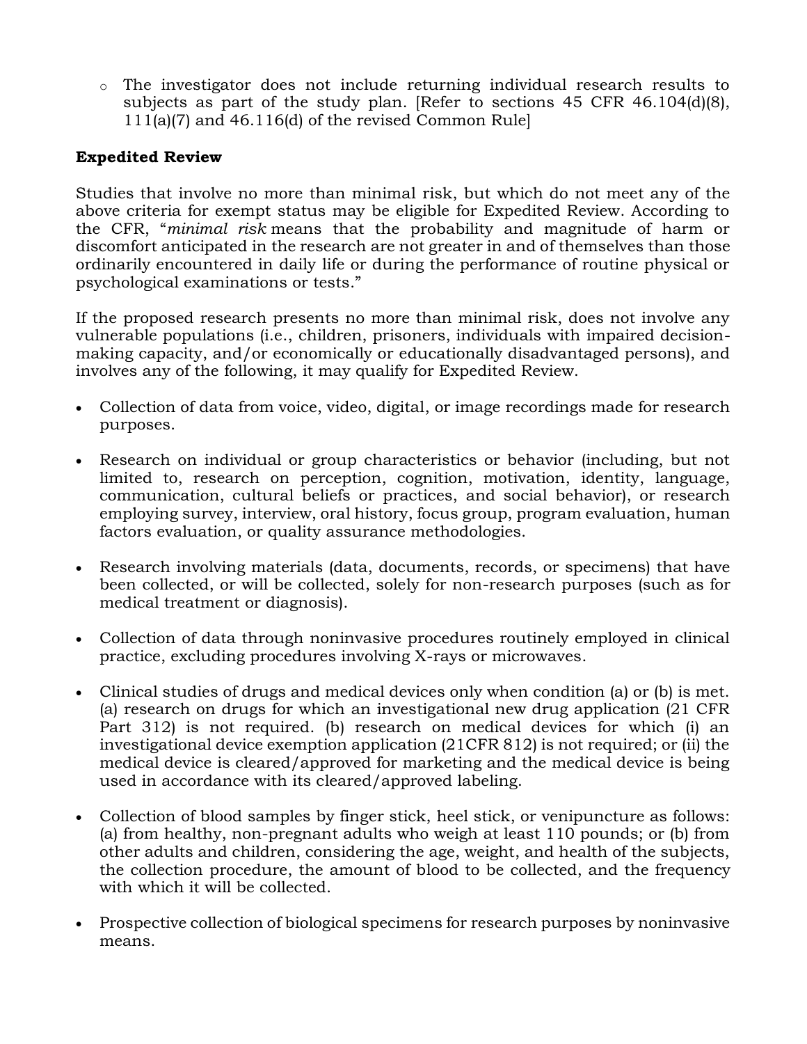- The investigator does not include returning individual research results to subjects as part of the study plan. [Refer to sections 45 CFR 46.104(d)(8), 111(a)(7) and 46.116(d) of the revised Common Rule]

**Expedited Review**

Studies that involve no more than minimal risk, but which do not meet any of the above criteria for exempt status may be eligible for Expedited Review. According to the CFR, "*minimal risk* means that the probability and magnitude of harm or discomfort anticipated in the research are not greater in and of themselves than those ordinarily encountered in daily life or during the performance of routine physical or psychological examinations or tests."

If the proposed research presents no more than minimal risk, does not involve any vulnerable populations (i.e., children, prisoners, individuals with impaired decision-making capacity, and/or economically or educationally disadvantaged persons), and involves any of the following, it may qualify for Expedited Review.

- Collection of data from voice, video, digital, or image recordings made for research purposes.
- Research on individual or group characteristics or behavior (including, but not limited to, research on perception, cognition, motivation, identity, language, communication, cultural beliefs or practices, and social behavior), or research employing survey, interview, oral history, focus group, program evaluation, human factors evaluation, or quality assurance methodologies.
- Research involving materials (data, documents, records, or specimens) that have been collected, or will be collected, solely for non-research purposes (such as for medical treatment or diagnosis).
- Collection of data through noninvasive procedures routinely employed in clinical practice, excluding procedures involving X-rays or microwaves.
- Clinical studies of drugs and medical devices only when condition (a) or (b) is met. (a) research on drugs for which an investigational new drug application (21 CFR Part 312) is not required. (b) research on medical devices for which (i) an investigational device exemption application (21CFR 812) is not required; or (ii) the medical device is cleared/approved for marketing and the medical device is being used in accordance with its cleared/approved labeling.
- Collection of blood samples by finger stick, heel stick, or venipuncture as follows: (a) from healthy, non-pregnant adults who weigh at least 110 pounds; or (b) from other adults and children, considering the age, weight, and health of the subjects, the collection procedure, the amount of blood to be collected, and the frequency with which it will be collected.
- Prospective collection of biological specimens for research purposes by noninvasive means.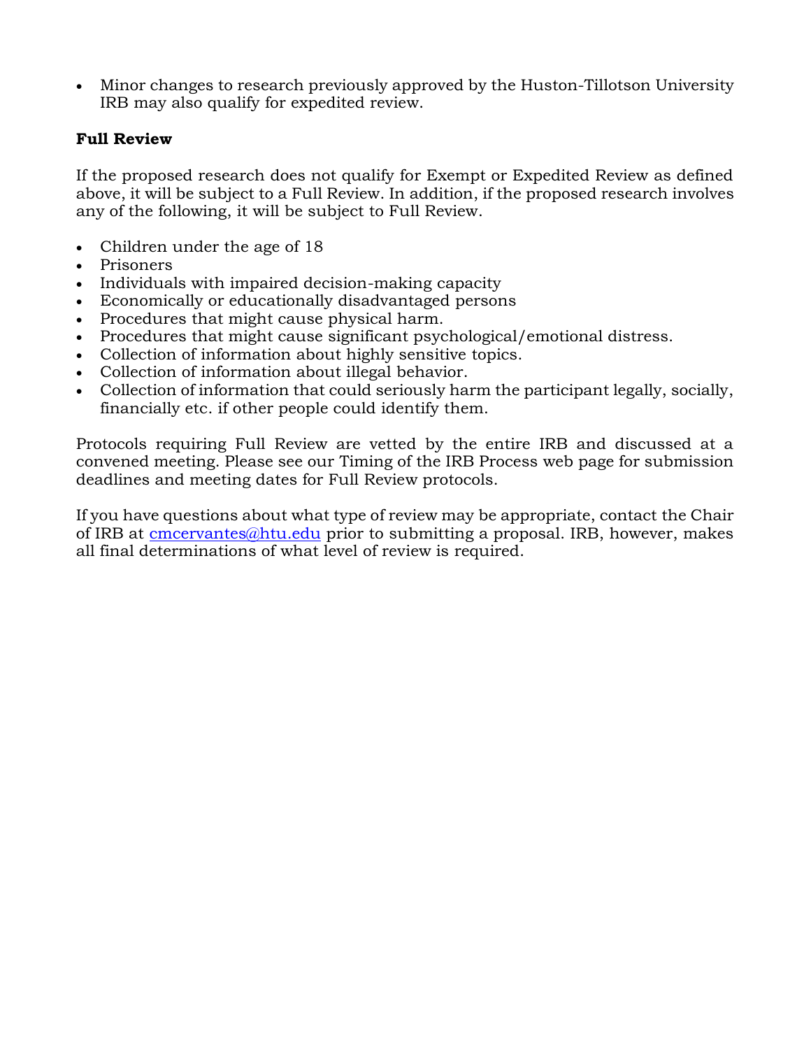- Minor changes to research previously approved by the Huston-Tillotson University IRB may also qualify for expedited review.

**Full Review**

If the proposed research does not qualify for Exempt or Expedited Review as defined above, it will be subject to a Full Review. In addition, if the proposed research involves any of the following, it will be subject to Full Review.

- Children under the age of 18
- Prisoners
- Individuals with impaired decision-making capacity
- Economically or educationally disadvantaged persons
- Procedures that might cause physical harm.
- Procedures that might cause significant psychological/emotional distress.
- Collection of information about highly sensitive topics.
- Collection of information about illegal behavior.
- Collection of information that could seriously harm the participant legally, socially, financially etc. if other people could identify them.

Protocols requiring Full Review are vetted by the entire IRB and discussed at a convened meeting. Please see our Timing of the IRB Process web page for submission deadlines and meeting dates for Full Review protocols.

If you have questions about what type of review may be appropriate, contact the Chair of IRB at [cmcervantes@htu.edu](mailto:cmcervantes@htu.edu) prior to submitting a proposal. IRB, however, makes all final determinations of what level of review is required.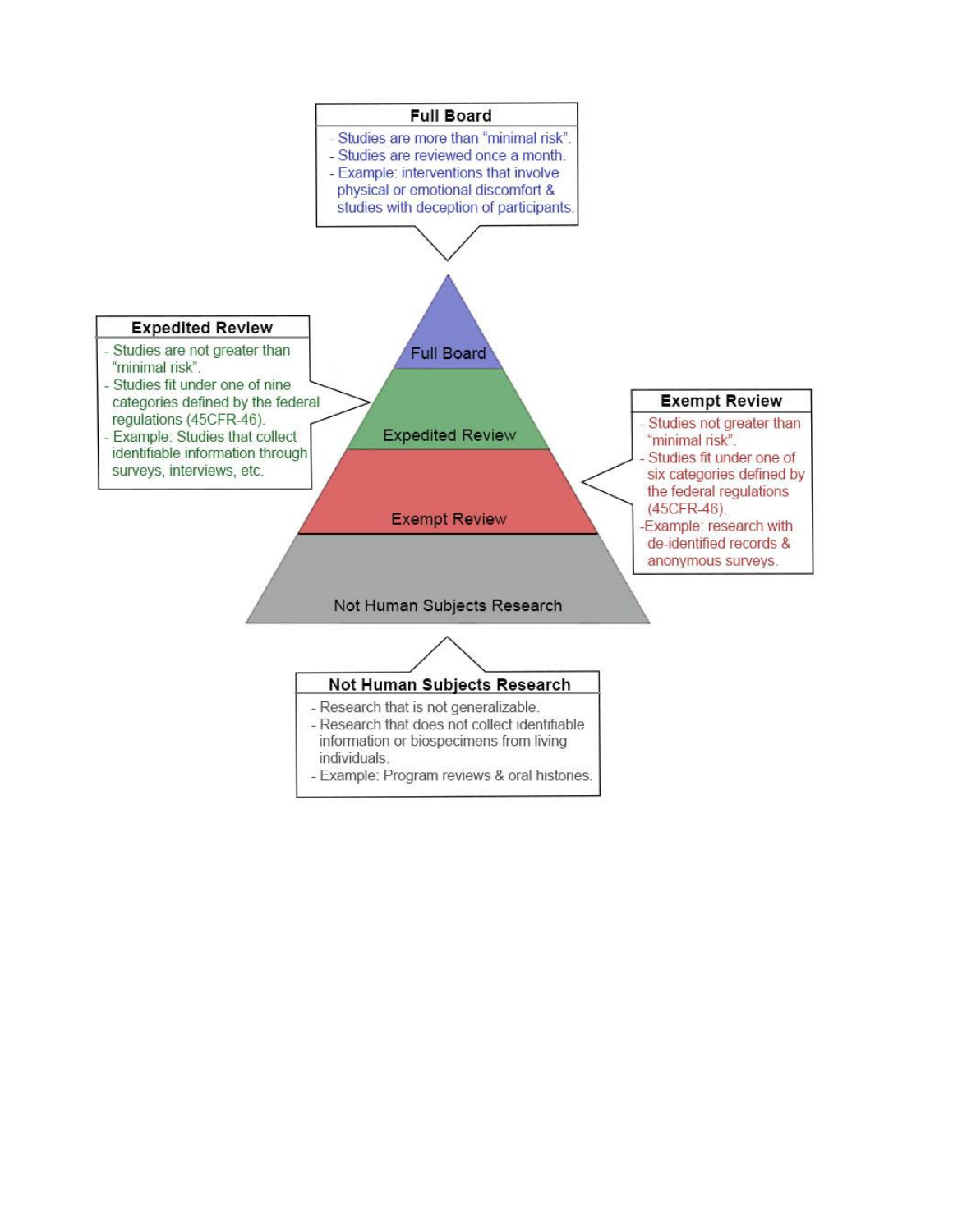**Full Board**

- Studies are more than "minimal risk".
- Studies are reviewed once a month.
- Example: interventions that involve physical or emotional discomfort & studies with deception of participants.

**Expedited Review**

- Studies are not greater than "minimal risk".
- Studies fit under one of nine categories defined by the federal regulations (45CFR-46).
- Example: Studies that collect identifiable information through surveys, interviews, etc.

Full Board

Expedited Review

Exempt Review

Not Human Subjects Research

**Exempt Review**

- Studies not greater than "minimal risk".
- Studies fit under one of six categories defined by the federal regulations (45CFR-46).
- Example: research with de-identified records & anonymous surveys.

**Not Human Subjects Research**

- Research that is not generalizable.
- Research that does not collect identifiable information or biospecimens from living individuals.
- Example: Program reviews & oral histories.